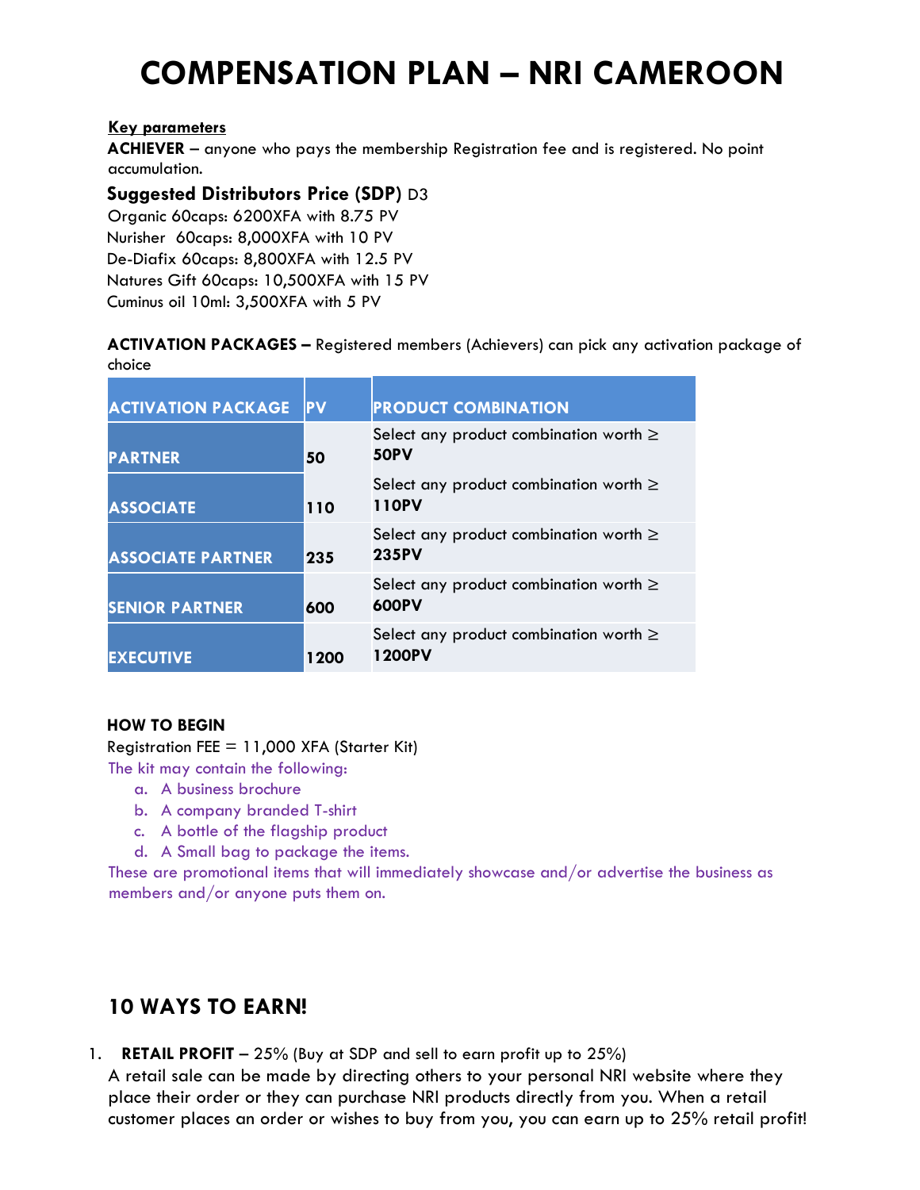# COMPENSATION PLAN – NRI CAMEROON

**Key parameters**

**ACHIEVER** – anyone who pays the membership Registration fee and is registered. No point accumulation.

**Suggested Distributors Price (SDP)** D3

Organic 60caps: 6200XFA with 8.75 PV
Nurisher 60caps: 8,000XFA with 10 PV
De-Diafix 60caps: 8,800XFA with 12.5 PV
Natures Gift 60caps: 10,500XFA with 15 PV
Cuminus oil 10ml: 3,500XFA with 5 PV

**ACTIVATION PACKAGES –** Registered members (Achievers) can pick any activation package of choice

| ACTIVATION PACKAGE | PV | PRODUCT COMBINATION |
|---|---|---|
| PARTNER | 50 | Select any product combination worth ≥ **50PV** |
| ASSOCIATE | 110 | Select any product combination worth ≥ **110PV** |
| ASSOCIATE PARTNER | 235 | Select any product combination worth ≥ **235PV** |
| SENIOR PARTNER | 600 | Select any product combination worth ≥ **600PV** |
| EXECUTIVE | 1200 | Select any product combination worth ≥ **1200PV** |

**HOW TO BEGIN**

Registration FEE = 11,000 XFA (Starter Kit)

The kit may contain the following:

a. A business brochure
b. A company branded T-shirt
c. A bottle of the flagship product
d. A Small bag to package the items.

These are promotional items that will immediately showcase and/or advertise the business as members and/or anyone puts them on.

## 10 WAYS TO EARN!

1. **RETAIL PROFIT** – 25% (Buy at SDP and sell to earn profit up to 25%)
A retail sale can be made by directing others to your personal NRI website where they place their order or they can purchase NRI products directly from you. When a retail customer places an order or wishes to buy from you, you can earn up to 25% retail profit!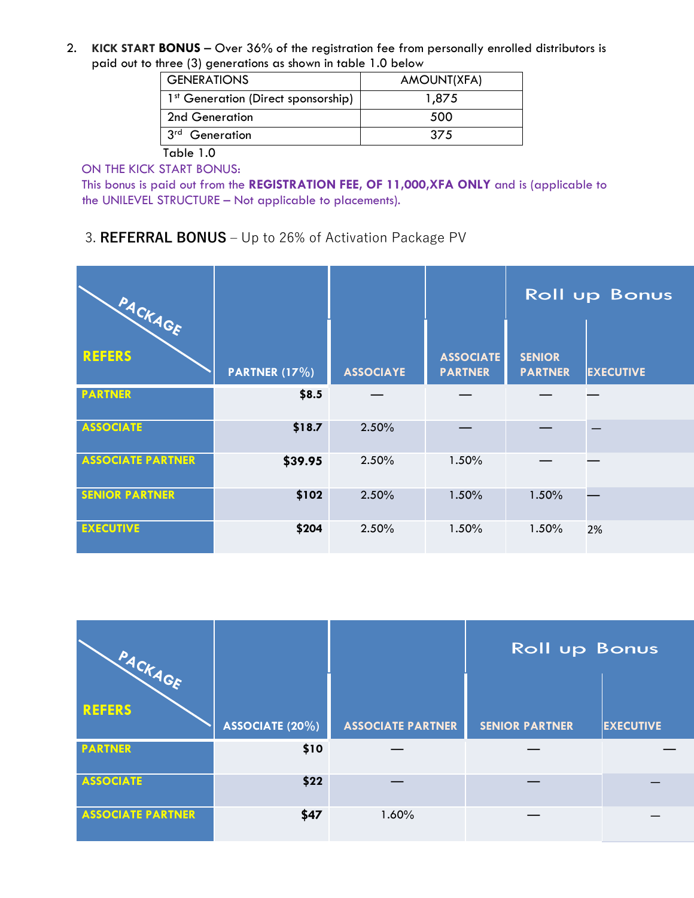2. **KICK START BONUS –** Over 36% of the registration fee from personally enrolled distributors is paid out to three (3) generations as shown in table 1.0 below

| GENERATIONS | AMOUNT(XFA) |
|---|---|
| 1st Generation (Direct sponsorship) | 1,875 |
| 2nd Generation | 500 |
| 3rd Generation | 375 |

Table 1.0

ON THE KICK START BONUS:
This bonus is paid out from the **REGISTRATION FEE, OF 11,000,XFA ONLY** and is (applicable to the UNILEVEL STRUCTURE – Not applicable to placements).

3. **REFERRAL BONUS** – Up to 26% of Activation Package PV

| PACKAGE / REFERS | PARTNER (17%) | ASSOCIAYE | ASSOCIATE PARTNER | Roll up Bonus | |
|---|---|---|---|---|---|
| | | | | SENIOR PARTNER | EXECUTIVE |
| PARTNER | $8.5 | — | — | — | — |
| ASSOCIATE | $18.7 | 2.50% | — | — | — |
| ASSOCIATE PARTNER | $39.95 | 2.50% | 1.50% | — | — |
| SENIOR PARTNER | $102 | 2.50% | 1.50% | 1.50% | — |
| EXECUTIVE | $204 | 2.50% | 1.50% | 1.50% | 2% |

| PACKAGE / REFERS | ASSOCIATE (20%) | ASSOCIATE PARTNER | Roll up Bonus | |
|---|---|---|---|---|
| | | | SENIOR PARTNER | EXECUTIVE |
| PARTNER | $10 | — | — | — |
| ASSOCIATE | $22 | — | — | — |
| ASSOCIATE PARTNER | $47 | 1.60% | — | — |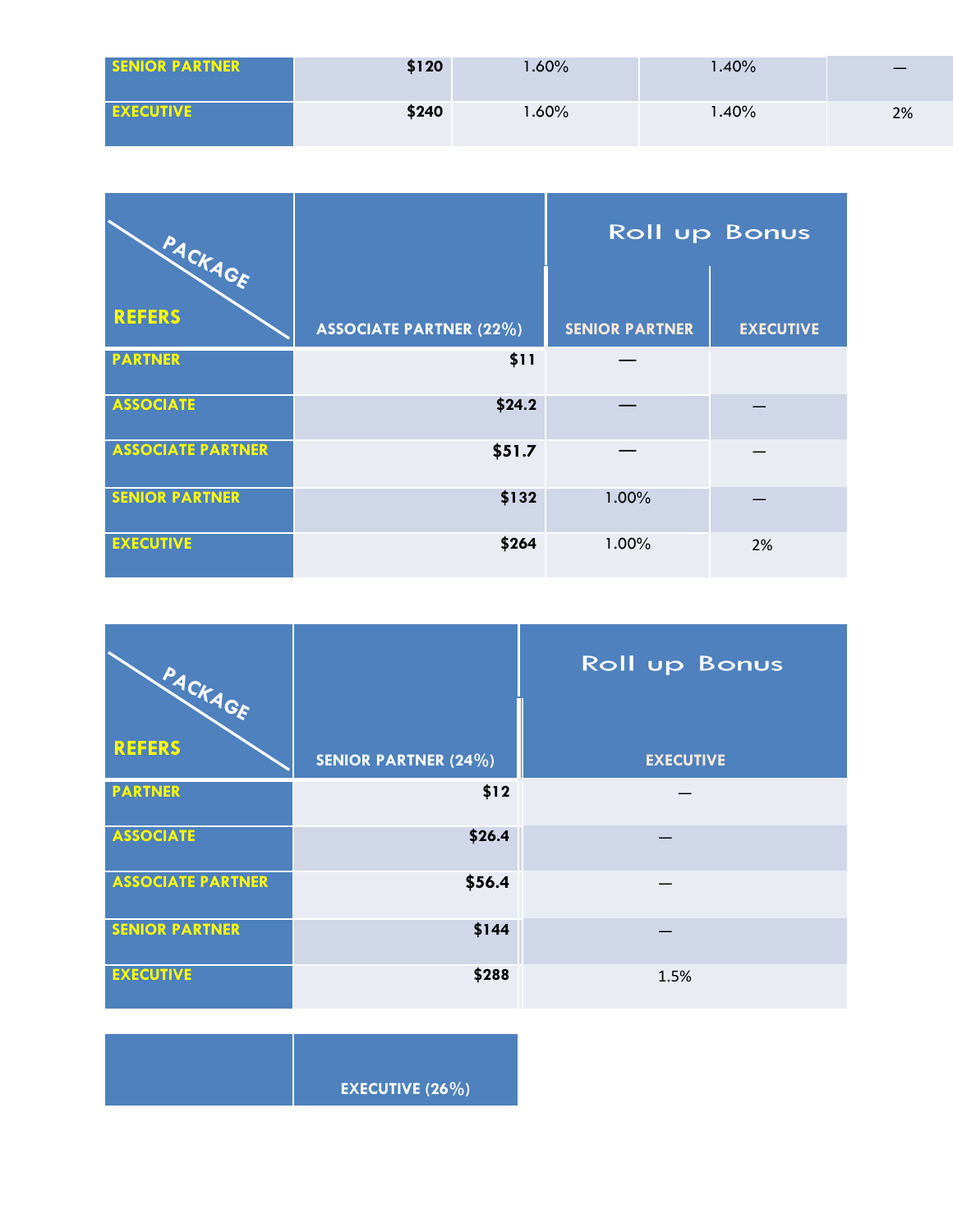| | | | | |
|---|---|---|---|---|
| SENIOR PARTNER | $120 | 1.60% | 1.40% | — |
| EXECUTIVE | $240 | 1.60% | 1.40% | 2% |

| PACKAGE / REFERS | ASSOCIATE PARTNER (22%) | Roll up Bonus | |
|---|---|---|---|
| | | SENIOR PARTNER | EXECUTIVE |
| PARTNER | $11 | — | |
| ASSOCIATE | $24.2 | — | — |
| ASSOCIATE PARTNER | $51.7 | — | — |
| SENIOR PARTNER | $132 | 1.00% | — |
| EXECUTIVE | $264 | 1.00% | 2% |

| PACKAGE / REFERS | SENIOR PARTNER (24%) | Roll up Bonus |
|---|---|---|
| | | EXECUTIVE |
| PARTNER | $12 | — |
| ASSOCIATE | $26.4 | — |
| ASSOCIATE PARTNER | $56.4 | — |
| SENIOR PARTNER | $144 | — |
| EXECUTIVE | $288 | 1.5% |

| | EXECUTIVE (26%) |
|---|---|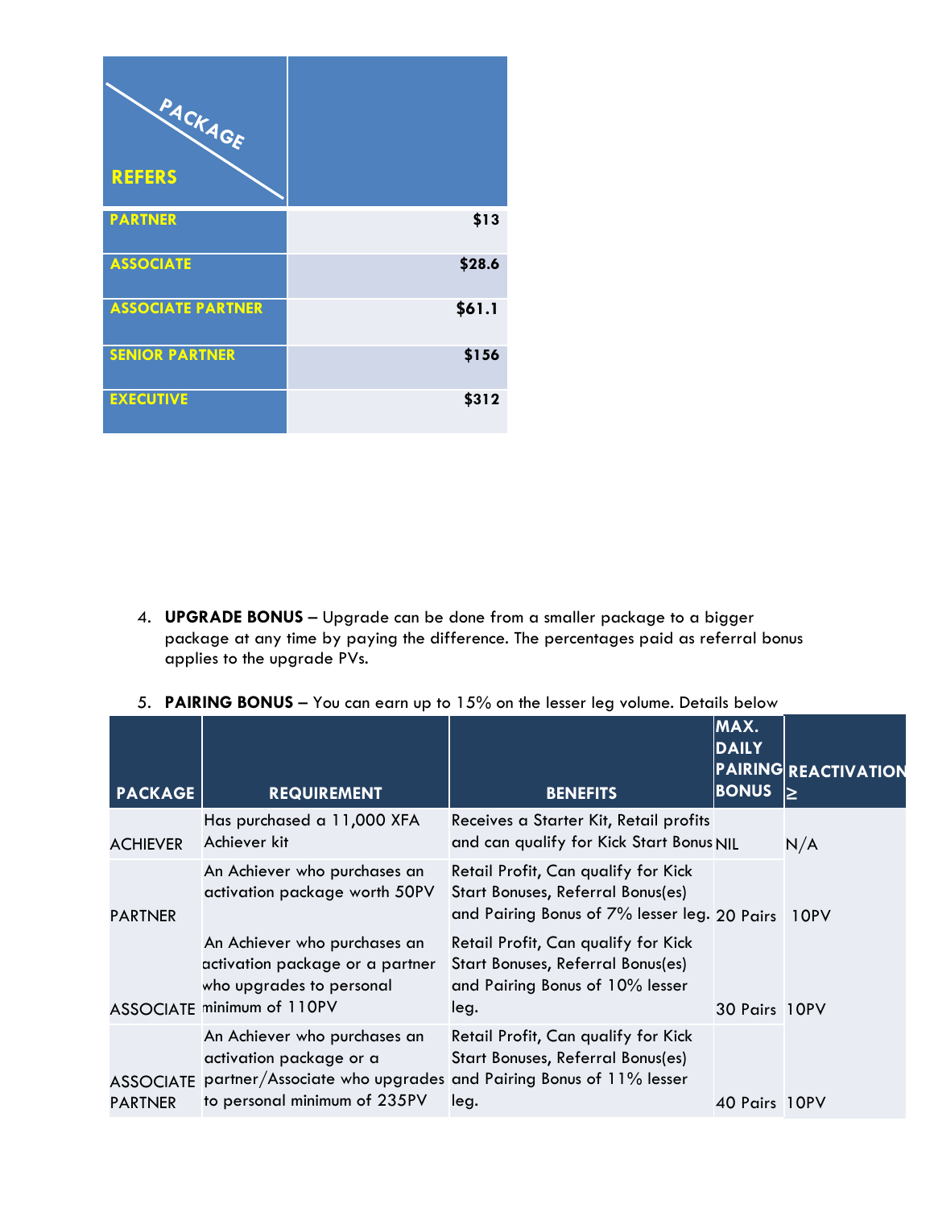| PACKAGE / REFERS | |
|---|---|
| **PARTNER** | **$13** |
| **ASSOCIATE** | **$28.6** |
| **ASSOCIATE PARTNER** | **$61.1** |
| **SENIOR PARTNER** | **$156** |
| **EXECUTIVE** | **$312** |

4. **UPGRADE BONUS** – Upgrade can be done from a smaller package to a bigger package at any time by paying the difference. The percentages paid as referral bonus applies to the upgrade PVs.

5. **PAIRING BONUS** – You can earn up to 15% on the lesser leg volume. Details below

| PACKAGE | REQUIREMENT | BENEFITS | MAX. DAILY PAIRING BONUS | REACTIVATION ≥ |
|---|---|---|---|---|
| ACHIEVER | Has purchased a 11,000 XFA Achiever kit | Receives a Starter Kit, Retail profits and can qualify for Kick Start Bonus | NIL | N/A |
| PARTNER | An Achiever who purchases an activation package worth 50PV | Retail Profit, Can qualify for Kick Start Bonuses, Referral Bonus(es) and Pairing Bonus of 7% lesser leg. | 20 Pairs | 10PV |
| ASSOCIATE | An Achiever who purchases an activation package or a partner who upgrades to personal minimum of 110PV | Retail Profit, Can qualify for Kick Start Bonuses, Referral Bonus(es) and Pairing Bonus of 10% lesser leg. | 30 Pairs | 10PV |
| ASSOCIATE PARTNER | An Achiever who purchases an activation package or a partner/Associate who upgrades to personal minimum of 235PV | Retail Profit, Can qualify for Kick Start Bonuses, Referral Bonus(es) and Pairing Bonus of 11% lesser leg. | 40 Pairs | 10PV |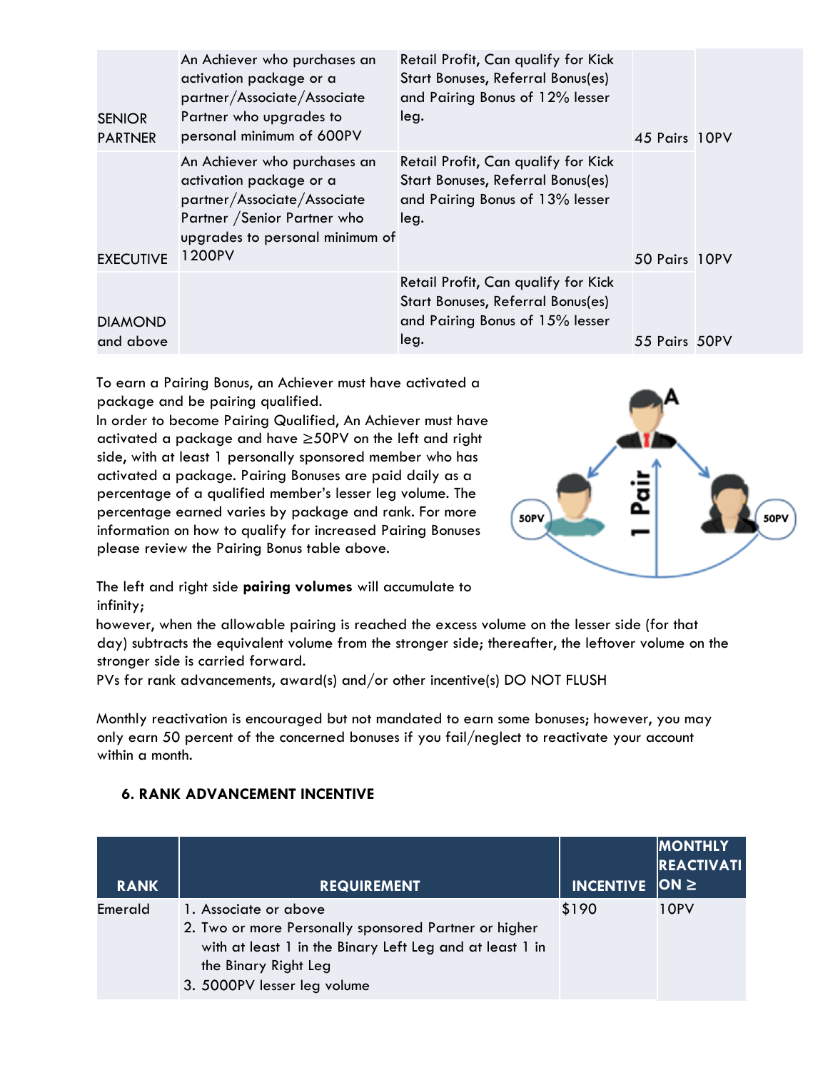| | | | | |
|---|---|---|---|---|
| SENIOR PARTNER | An Achiever who purchases an activation package or a partner/Associate/Associate Partner who upgrades to personal minimum of 600PV | Retail Profit, Can qualify for Kick Start Bonuses, Referral Bonus(es) and Pairing Bonus of 12% lesser leg. | 45 Pairs | 10PV |
| EXECUTIVE | An Achiever who purchases an activation package or a partner/Associate/Associate Partner /Senior Partner who upgrades to personal minimum of 1200PV | Retail Profit, Can qualify for Kick Start Bonuses, Referral Bonus(es) and Pairing Bonus of 13% lesser leg. | 50 Pairs | 10PV |
| DIAMOND and above | | Retail Profit, Can qualify for Kick Start Bonuses, Referral Bonus(es) and Pairing Bonus of 15% lesser leg. | 55 Pairs | 50PV |

To earn a Pairing Bonus, an Achiever must have activated a package and be pairing qualified.
In order to become Pairing Qualified, An Achiever must have activated a package and have ≥50PV on the left and right side, with at least 1 personally sponsored member who has activated a package. Pairing Bonuses are paid daily as a percentage of a qualified member's lesser leg volume. The percentage earned varies by package and rank. For more information on how to qualify for increased Pairing Bonuses please review the Pairing Bonus table above.

The left and right side **pairing volumes** will accumulate to infinity;
however, when the allowable pairing is reached the excess volume on the lesser side (for that day) subtracts the equivalent volume from the stronger side; thereafter, the leftover volume on the stronger side is carried forward.
PVs for rank advancements, award(s) and/or other incentive(s) DO NOT FLUSH

Monthly reactivation is encouraged but not mandated to earn some bonuses; however, you may only earn 50 percent of the concerned bonuses if you fail/neglect to reactivate your account within a month.

### 6. RANK ADVANCEMENT INCENTIVE

| RANK | REQUIREMENT | INCENTIVE | MONTHLY REACTIVATION ≥ |
|---|---|---|---|
| Emerald | 1. Associate or above<br>2. Two or more Personally sponsored Partner or higher with at least 1 in the Binary Left Leg and at least 1 in the Binary Right Leg<br>3. 5000PV lesser leg volume | $190 | 10PV |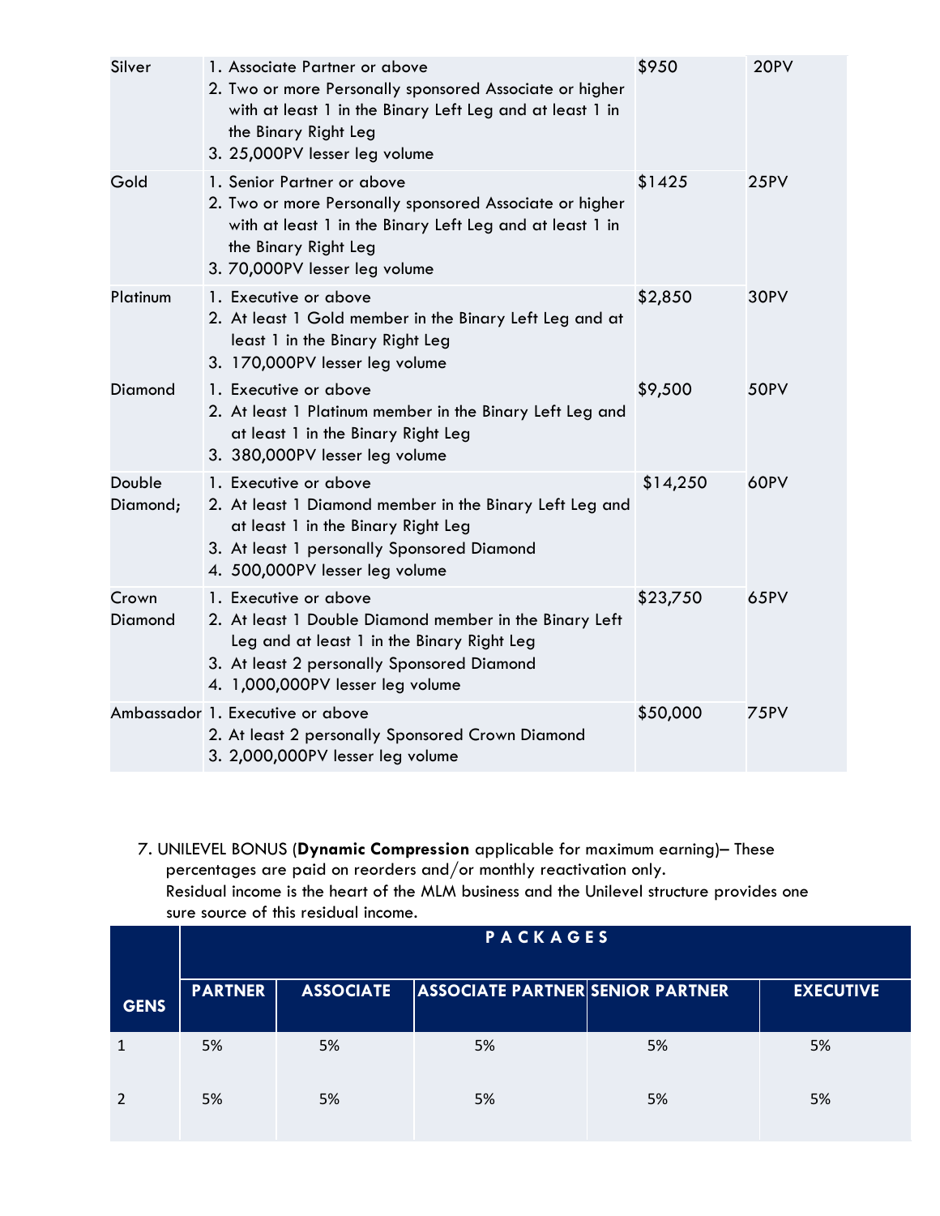| | | | |
|---|---|---|---|
| Silver | 1. Associate Partner or above<br>2. Two or more Personally sponsored Associate or higher with at least 1 in the Binary Left Leg and at least 1 in the Binary Right Leg<br>3. 25,000PV lesser leg volume | $950 | 20PV |
| Gold | 1. Senior Partner or above<br>2. Two or more Personally sponsored Associate or higher with at least 1 in the Binary Left Leg and at least 1 in the Binary Right Leg<br>3. 70,000PV lesser leg volume | $1425 | 25PV |
| Platinum | 1. Executive or above<br>2. At least 1 Gold member in the Binary Left Leg and at least 1 in the Binary Right Leg<br>3. 170,000PV lesser leg volume | $2,850 | 30PV |
| Diamond | 1. Executive or above<br>2. At least 1 Platinum member in the Binary Left Leg and at least 1 in the Binary Right Leg<br>3. 380,000PV lesser leg volume | $9,500 | 50PV |
| Double Diamond; | 1. Executive or above<br>2. At least 1 Diamond member in the Binary Left Leg and at least 1 in the Binary Right Leg<br>3. At least 1 personally Sponsored Diamond<br>4. 500,000PV lesser leg volume | $14,250 | 60PV |
| Crown Diamond | 1. Executive or above<br>2. At least 1 Double Diamond member in the Binary Left Leg and at least 1 in the Binary Right Leg<br>3. At least 2 personally Sponsored Diamond<br>4. 1,000,000PV lesser leg volume | $23,750 | 65PV |
| Ambassador | 1. Executive or above<br>2. At least 2 personally Sponsored Crown Diamond<br>3. 2,000,000PV lesser leg volume | $50,000 | 75PV |

7. UNILEVEL BONUS (**Dynamic Compression** applicable for maximum earning)– These percentages are paid on reorders and/or monthly reactivation only.
Residual income is the heart of the MLM business and the Unilevel structure provides one sure source of this residual income.

| | PACKAGES | | | | |
|---|---|---|---|---|---|
| **GENS** | **PARTNER** | **ASSOCIATE** | **ASSOCIATE PARTNER** | **SENIOR PARTNER** | **EXECUTIVE** |
| 1 | 5% | 5% | 5% | 5% | 5% |
| 2 | 5% | 5% | 5% | 5% | 5% |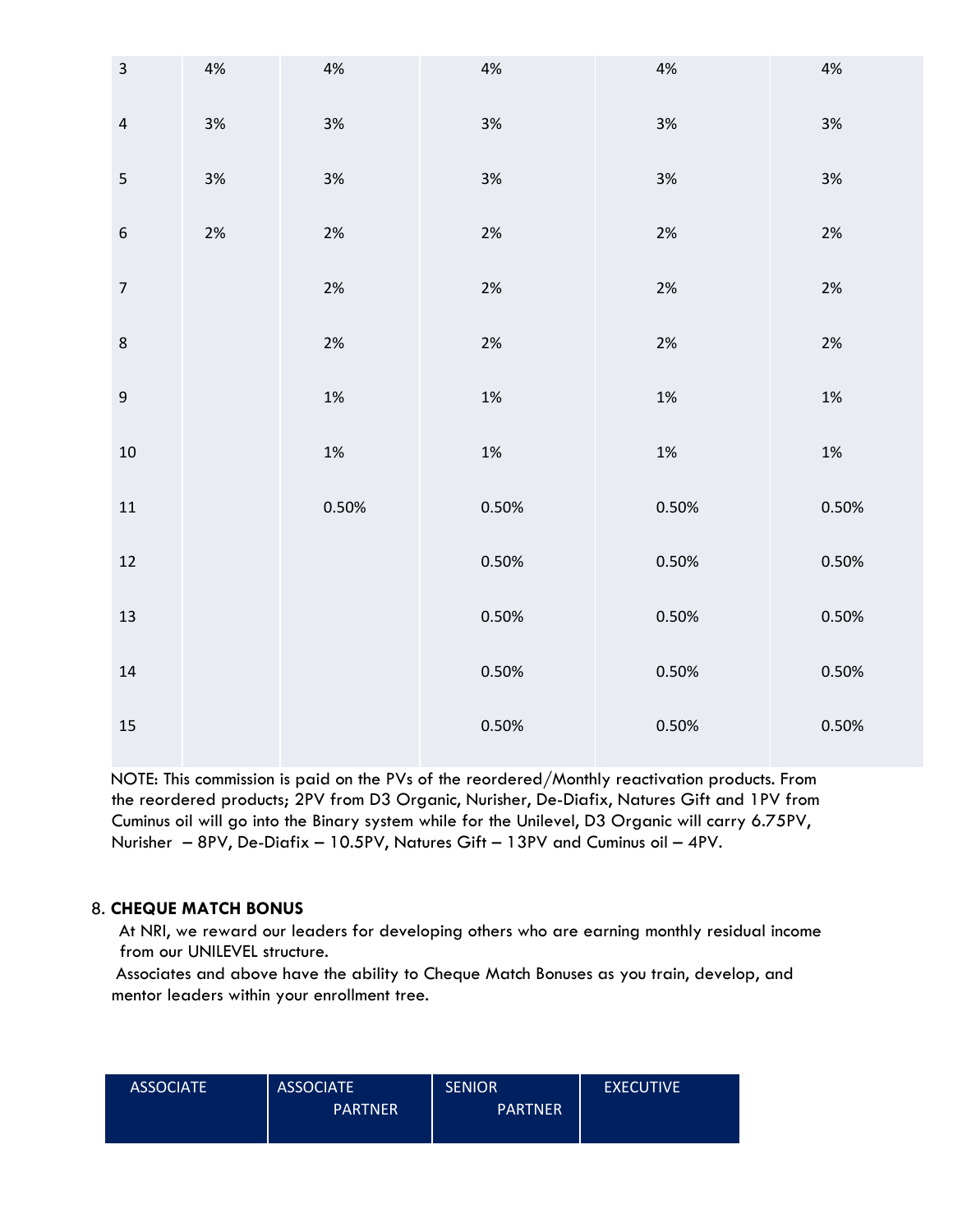| 3 | 4% | 4% | 4% | 4% | 4% |
|---|---|---|---|---|---|
| 4 | 3% | 3% | 3% | 3% | 3% |
| 5 | 3% | 3% | 3% | 3% | 3% |
| 6 | 2% | 2% | 2% | 2% | 2% |
| 7 | | 2% | 2% | 2% | 2% |
| 8 | | 2% | 2% | 2% | 2% |
| 9 | | 1% | 1% | 1% | 1% |
| 10 | | 1% | 1% | 1% | 1% |
| 11 | | 0.50% | 0.50% | 0.50% | 0.50% |
| 12 | | | 0.50% | 0.50% | 0.50% |
| 13 | | | 0.50% | 0.50% | 0.50% |
| 14 | | | 0.50% | 0.50% | 0.50% |
| 15 | | | 0.50% | 0.50% | 0.50% |

NOTE: This commission is paid on the PVs of the reordered/Monthly reactivation products. From the reordered products; 2PV from D3 Organic, Nurisher, De-Diafix, Natures Gift and 1PV from Cuminus oil will go into the Binary system while for the Unilevel, D3 Organic will carry 6.75PV, Nurisher – 8PV, De-Diafix – 10.5PV, Natures Gift – 13PV and Cuminus oil – 4PV.

8. **CHEQUE MATCH BONUS**

At NRI, we reward our leaders for developing others who are earning monthly residual income from our UNILEVEL structure.

Associates and above have the ability to Cheque Match Bonuses as you train, develop, and mentor leaders within your enrollment tree.

| ASSOCIATE | ASSOCIATE PARTNER | SENIOR PARTNER | EXECUTIVE |
|---|---|---|---|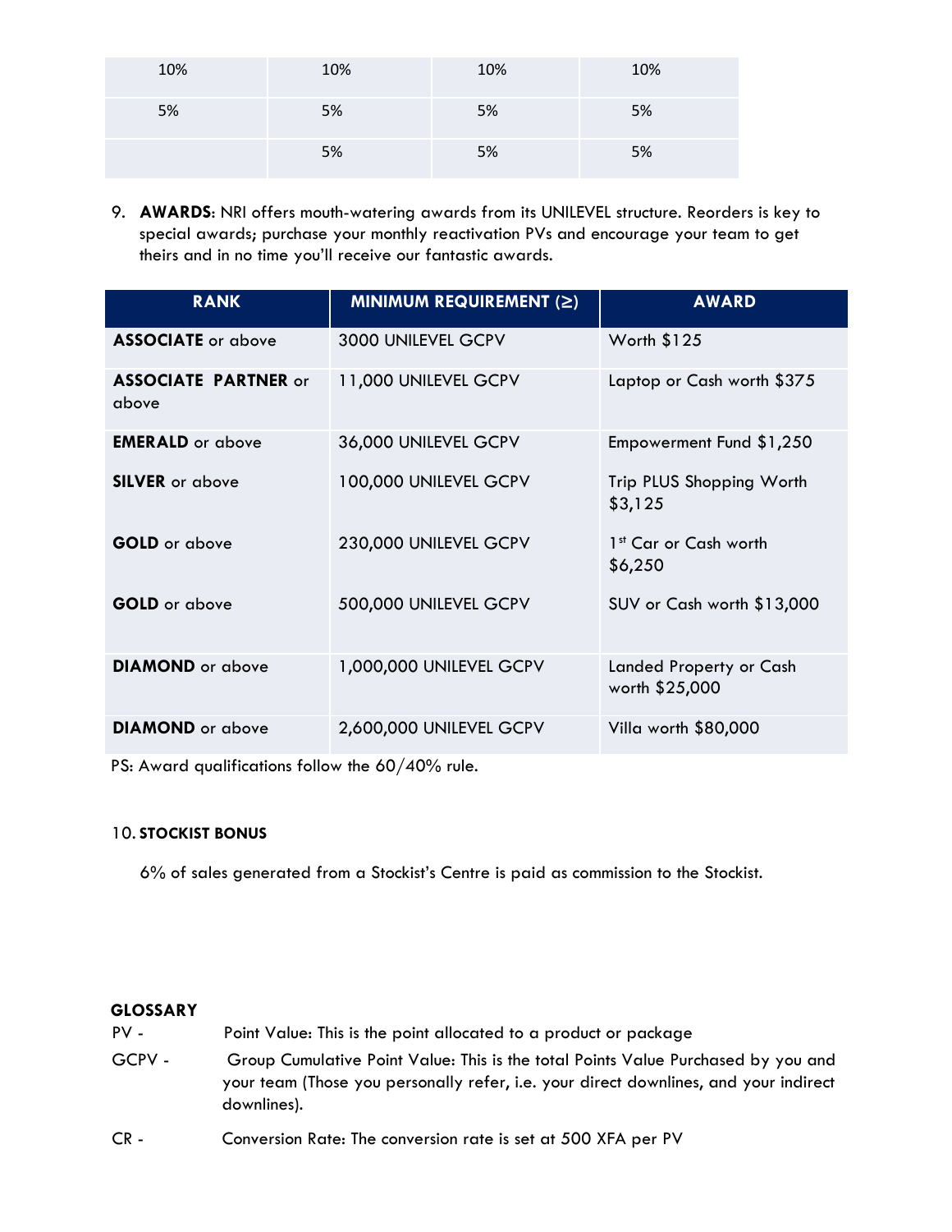| | | | |
|---|---|---|---|
| 10% | 10% | 10% | 10% |
| 5% | 5% | 5% | 5% |
| | 5% | 5% | 5% |

9. **AWARDS**: NRI offers mouth-watering awards from its UNILEVEL structure. Reorders is key to special awards; purchase your monthly reactivation PVs and encourage your team to get theirs and in no time you'll receive our fantastic awards.

| RANK | MINIMUM REQUIREMENT (≥) | AWARD |
|---|---|---|
| **ASSOCIATE** or above | 3000 UNILEVEL GCPV | Worth $125 |
| **ASSOCIATE PARTNER** or above | 11,000 UNILEVEL GCPV | Laptop or Cash worth $375 |
| **EMERALD** or above | 36,000 UNILEVEL GCPV | Empowerment Fund $1,250 |
| **SILVER** or above | 100,000 UNILEVEL GCPV | Trip PLUS Shopping Worth $3,125 |
| **GOLD** or above | 230,000 UNILEVEL GCPV | 1st Car or Cash worth $6,250 |
| **GOLD** or above | 500,000 UNILEVEL GCPV | SUV or Cash worth $13,000 |
| **DIAMOND** or above | 1,000,000 UNILEVEL GCPV | Landed Property or Cash worth $25,000 |
| **DIAMOND** or above | 2,600,000 UNILEVEL GCPV | Villa worth $80,000 |

PS: Award qualifications follow the 60/40% rule.

10. **STOCKIST BONUS**

6% of sales generated from a Stockist's Centre is paid as commission to the Stockist.

**GLOSSARY**

PV - Point Value: This is the point allocated to a product or package

GCPV - Group Cumulative Point Value: This is the total Points Value Purchased by you and your team (Those you personally refer, i.e. your direct downlines, and your indirect downlines).

CR - Conversion Rate: The conversion rate is set at 500 XFA per PV